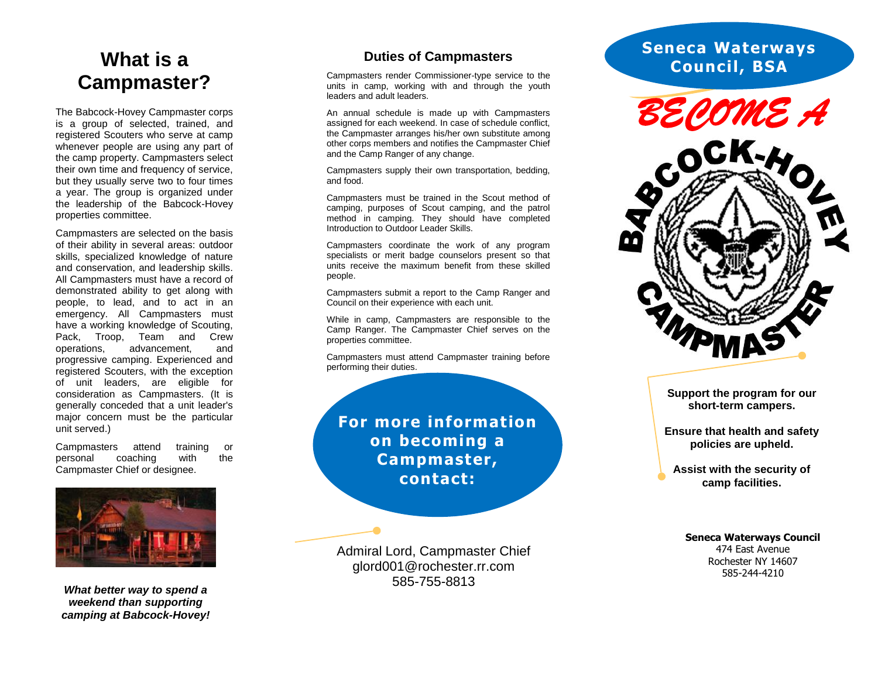# What is a Campmaster?

The Babcock-Hovey Campmaster corps is a group of selected, trained, and registered Scouters who serve at camp whenever people are using any part of the camp property. Campmasters select their own time and frequency of service, but they usually serve two to four times a year. The group is organized under the leadership of the Babcock-Hovey properties committee.

Campmasters are selected on the basis of their ability in several areas: outdoor skills, specialized knowledge of nature and conservation, and leadership skills. All Campmasters must have a record of demonstrated ability to get along with people, to lead, and to act in an emergency. All Campmasters must have a working knowledge of Scouting, Pack, Troop, Team and Crew operations, advancement, and progressive camping. Experienced and registered Scouters, with the exception of unit leaders, are eligible for consideration as Campmasters. (It is generally conceded that a unit leader's major concern must be the particular unit served.)

Campmasters attend training or personal coaching with the Campmaster Chief or designee.

***What better way to spend a weekend than supporting camping at Babcock-Hovey!***

## Duties of Campmasters

Campmasters render Commissioner-type service to the units in camp, working with and through the youth leaders and adult leaders.

An annual schedule is made up with Campmasters assigned for each weekend. In case of schedule conflict, the Campmaster arranges his/her own substitute among other corps members and notifies the Campmaster Chief and the Camp Ranger of any change.

Campmasters supply their own transportation, bedding, and food.

Campmasters must be trained in the Scout method of camping, purposes of Scout camping, and the patrol method in camping. They should have completed Introduction to Outdoor Leader Skills.

Campmasters coordinate the work of any program specialists or merit badge counselors present so that units receive the maximum benefit from these skilled people.

Campmasters submit a report to the Camp Ranger and Council on their experience with each unit.

While in camp, Campmasters are responsible to the Camp Ranger. The Campmaster Chief serves on the properties committee.

Campmasters must attend Campmaster training before performing their duties.

**For more information on becoming a Campmaster, contact:**

Admiral Lord, Campmaster Chief
glord001@rochester.rr.com
585-755-8813

## Seneca Waterways Council, BSA

# BECOME A BABCOCK-HOVEY CAMPMASTER

**Support the program for our short-term campers.**

**Ensure that health and safety policies are upheld.**

**Assist with the security of camp facilities.**

**Seneca Waterways Council**
474 East Avenue
Rochester NY 14607
585-244-4210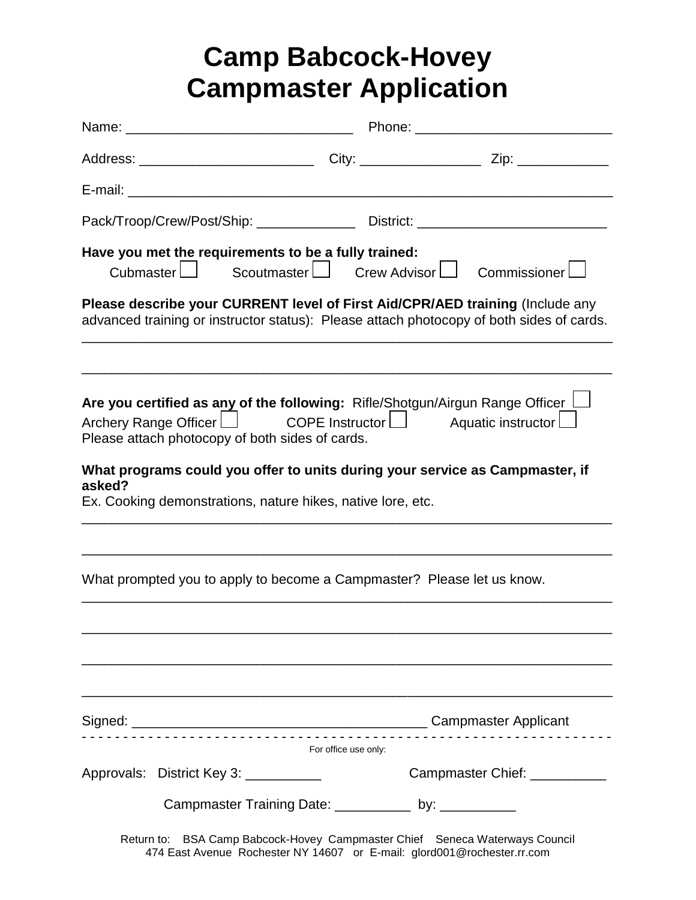# Camp Babcock-Hovey
# Campmaster Application

Name: _____________________________ Phone: _________________________

Address: _______________________ City: ________________ Zip: ____________

E-mail: ___________________________________________________________________

Pack/Troop/Crew/Post/Ship: _____________ District: _________________________

**Have you met the requirements to be a fully trained:**

Cubmaster ☐ Scoutmaster ☐ Crew Advisor ☐ Commissioner ☐

**Please describe your CURRENT level of First Aid/CPR/AED training** (Include any advanced training or instructor status): Please attach photocopy of both sides of cards.

______________________________________________________________________

______________________________________________________________________

**Are you certified as any of the following:** Rifle/Shotgun/Airgun Range Officer ☐
Archery Range Officer ☐ COPE Instructor ☐ Aquatic instructor ☐
Please attach photocopy of both sides of cards.

**What programs could you offer to units during your service as Campmaster, if asked?**
Ex. Cooking demonstrations, nature hikes, native lore, etc.

______________________________________________________________________

______________________________________________________________________

What prompted you to apply to become a Campmaster? Please let us know.

______________________________________________________________________

______________________________________________________________________

______________________________________________________________________

______________________________________________________________________

Signed: _______________________________________ Campmaster Applicant

- - - - - - - - - - - - - - - - - - - - - - - - - - - - - - - - - - - - - - - - - - - - - - - - - - - - - - - - - - - - - - - - -

For office use only:

Approvals: District Key 3: __________ Campmaster Chief: __________

Campmaster Training Date: __________ by: __________

Return to: BSA Camp Babcock-Hovey Campmaster Chief Seneca Waterways Council
474 East Avenue Rochester NY 14607 or E-mail: glord001@rochester.rr.com